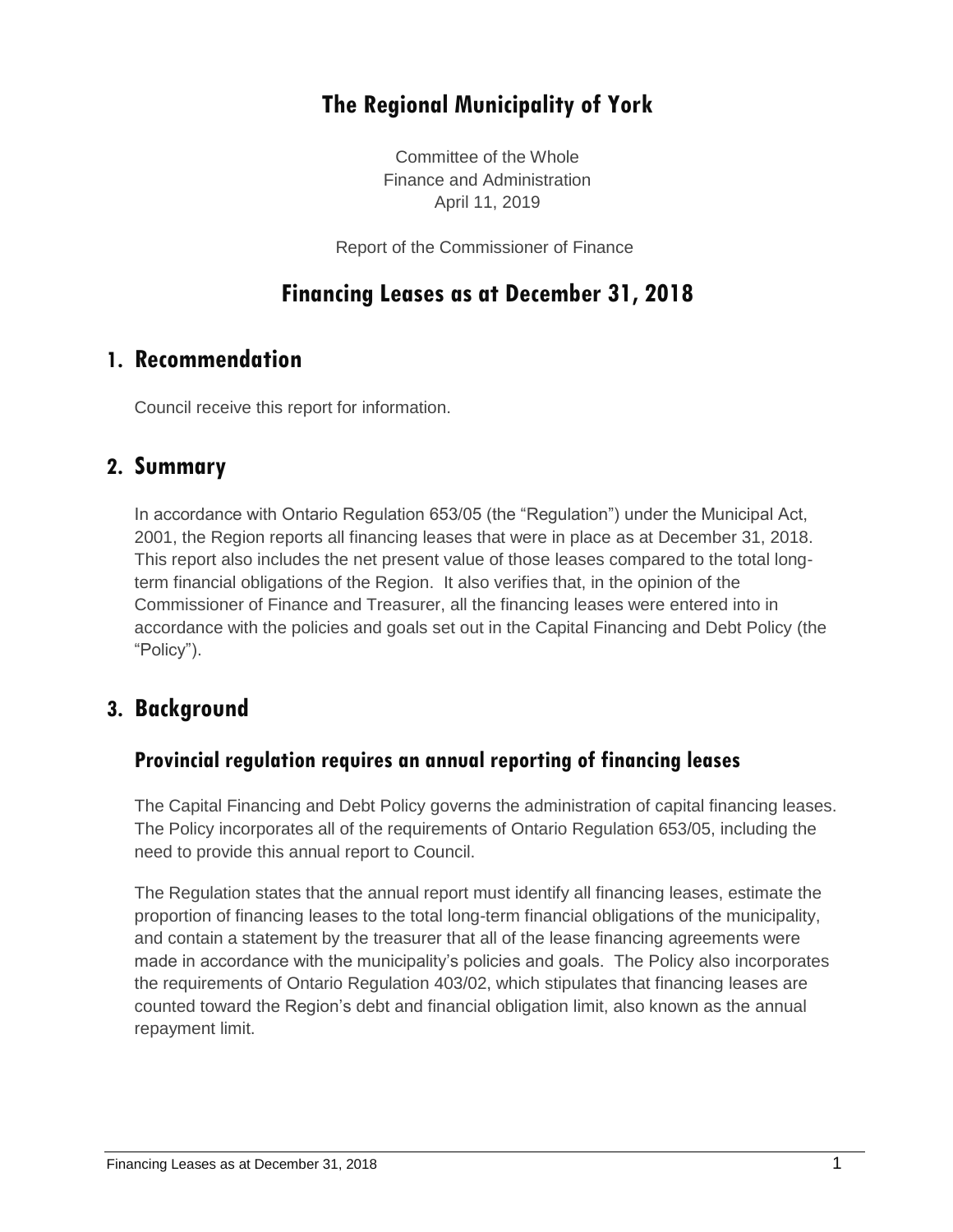# The Regional Municipality of York

Committee of the Whole
Finance and Administration
April 11, 2019

Report of the Commissioner of Finance

# Financing Leases as at December 31, 2018

## 1. Recommendation

Council receive this report for information.

## 2. Summary

In accordance with Ontario Regulation 653/05 (the "Regulation") under the Municipal Act, 2001, the Region reports all financing leases that were in place as at December 31, 2018. This report also includes the net present value of those leases compared to the total long-term financial obligations of the Region. It also verifies that, in the opinion of the Commissioner of Finance and Treasurer, all the financing leases were entered into in accordance with the policies and goals set out in the Capital Financing and Debt Policy (the "Policy").

## 3. Background

### Provincial regulation requires an annual reporting of financing leases

The Capital Financing and Debt Policy governs the administration of capital financing leases. The Policy incorporates all of the requirements of Ontario Regulation 653/05, including the need to provide this annual report to Council.

The Regulation states that the annual report must identify all financing leases, estimate the proportion of financing leases to the total long-term financial obligations of the municipality, and contain a statement by the treasurer that all of the lease financing agreements were made in accordance with the municipality's policies and goals. The Policy also incorporates the requirements of Ontario Regulation 403/02, which stipulates that financing leases are counted toward the Region's debt and financial obligation limit, also known as the annual repayment limit.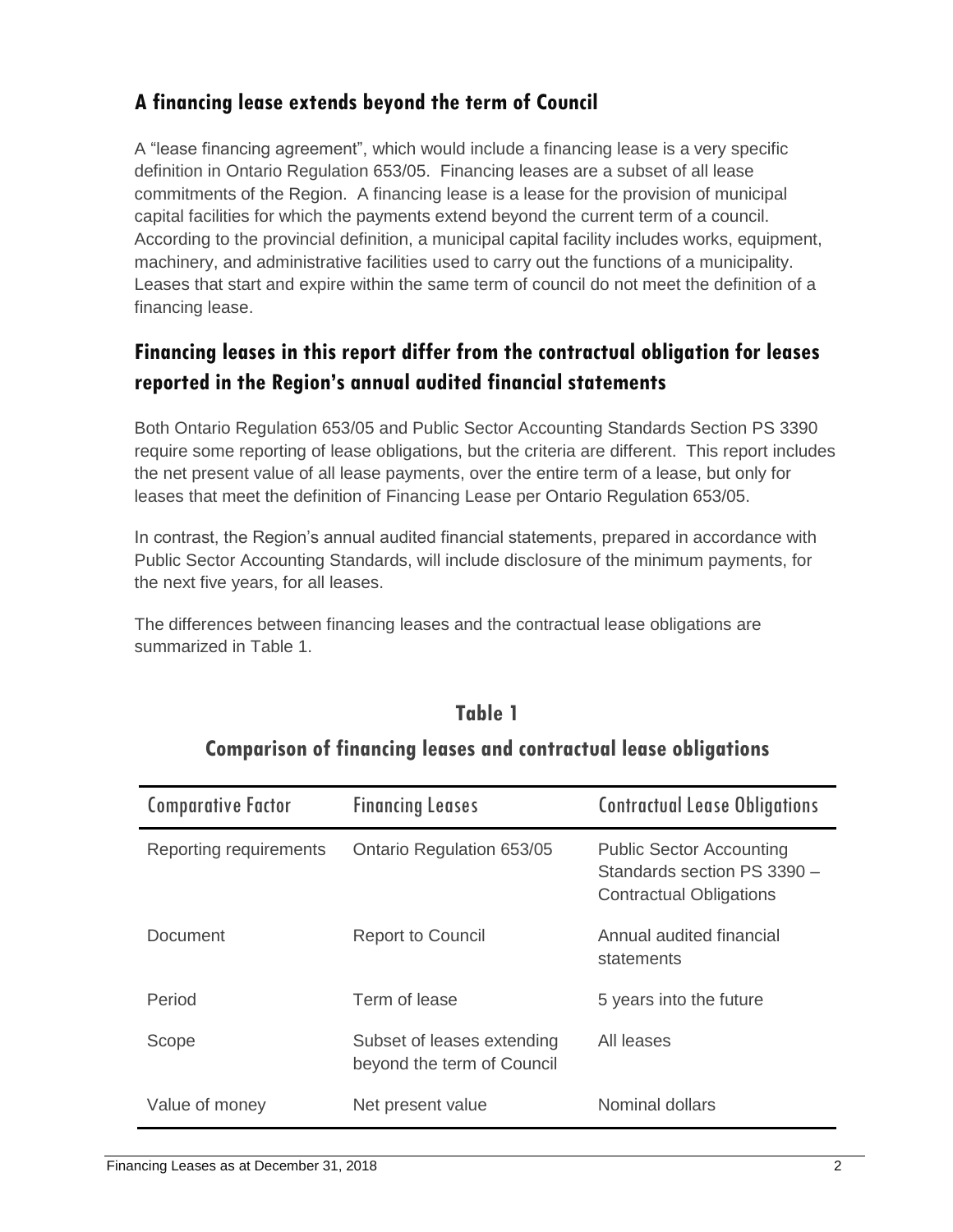## A financing lease extends beyond the term of Council

A "lease financing agreement", which would include a financing lease is a very specific definition in Ontario Regulation 653/05. Financing leases are a subset of all lease commitments of the Region. A financing lease is a lease for the provision of municipal capital facilities for which the payments extend beyond the current term of a council. According to the provincial definition, a municipal capital facility includes works, equipment, machinery, and administrative facilities used to carry out the functions of a municipality. Leases that start and expire within the same term of council do not meet the definition of a financing lease.

## Financing leases in this report differ from the contractual obligation for leases reported in the Region's annual audited financial statements

Both Ontario Regulation 653/05 and Public Sector Accounting Standards Section PS 3390 require some reporting of lease obligations, but the criteria are different. This report includes the net present value of all lease payments, over the entire term of a lease, but only for leases that meet the definition of Financing Lease per Ontario Regulation 653/05.

In contrast, the Region's annual audited financial statements, prepared in accordance with Public Sector Accounting Standards, will include disclosure of the minimum payments, for the next five years, for all leases.

The differences between financing leases and the contractual lease obligations are summarized in Table 1.

### Table 1

### Comparison of financing leases and contractual lease obligations

| Comparative Factor | Financing Leases | Contractual Lease Obligations |
|---|---|---|
| Reporting requirements | Ontario Regulation 653/05 | Public Sector Accounting Standards section PS 3390 – Contractual Obligations |
| Document | Report to Council | Annual audited financial statements |
| Period | Term of lease | 5 years into the future |
| Scope | Subset of leases extending beyond the term of Council | All leases |
| Value of money | Net present value | Nominal dollars |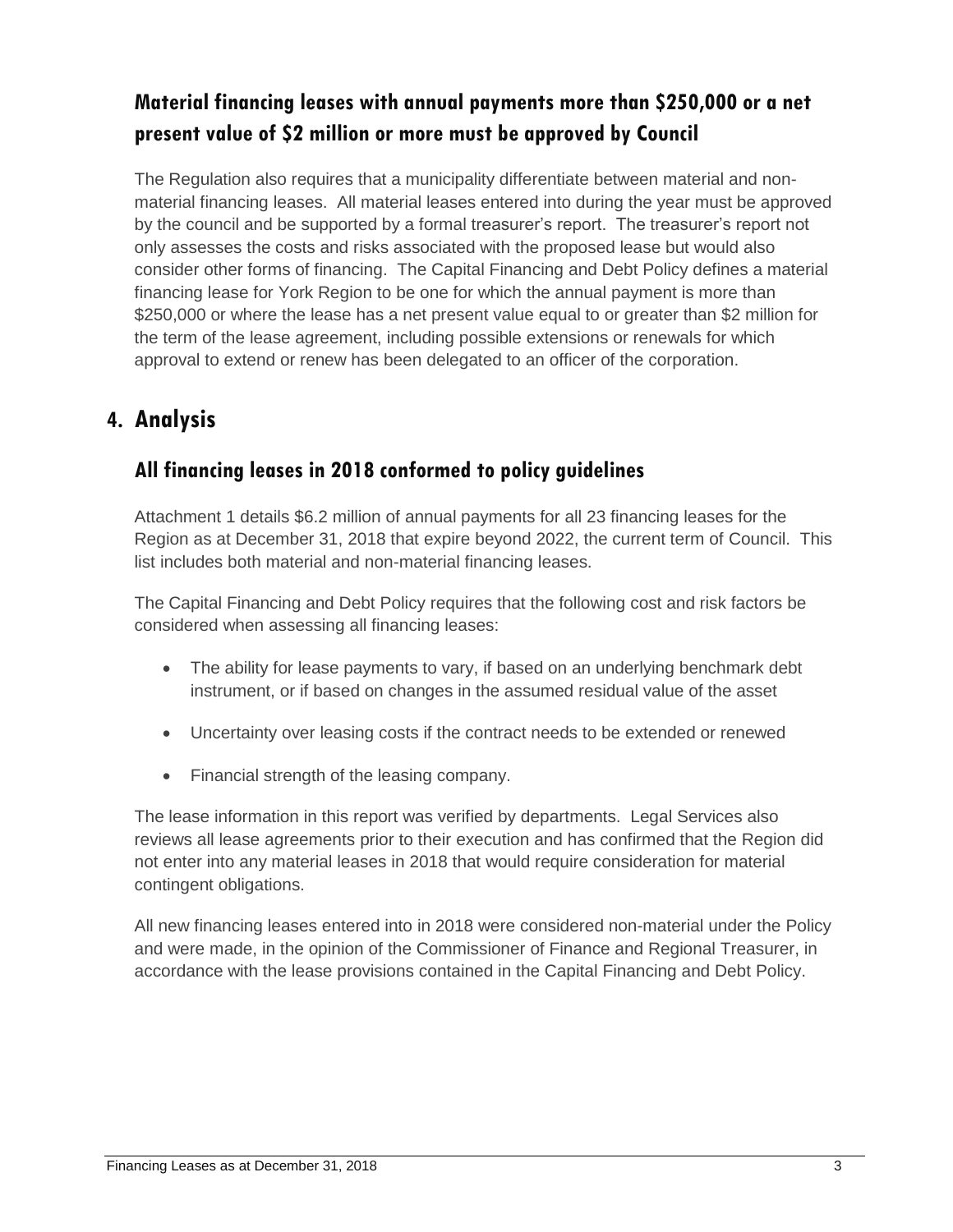### Material financing leases with annual payments more than $250,000 or a net present value of $2 million or more must be approved by Council

The Regulation also requires that a municipality differentiate between material and non-material financing leases. All material leases entered into during the year must be approved by the council and be supported by a formal treasurer's report. The treasurer's report not only assesses the costs and risks associated with the proposed lease but would also consider other forms of financing. The Capital Financing and Debt Policy defines a material financing lease for York Region to be one for which the annual payment is more than $250,000 or where the lease has a net present value equal to or greater than $2 million for the term of the lease agreement, including possible extensions or renewals for which approval to extend or renew has been delegated to an officer of the corporation.

## 4. Analysis

### All financing leases in 2018 conformed to policy guidelines

Attachment 1 details $6.2 million of annual payments for all 23 financing leases for the Region as at December 31, 2018 that expire beyond 2022, the current term of Council. This list includes both material and non-material financing leases.

The Capital Financing and Debt Policy requires that the following cost and risk factors be considered when assessing all financing leases:

- The ability for lease payments to vary, if based on an underlying benchmark debt instrument, or if based on changes in the assumed residual value of the asset
- Uncertainty over leasing costs if the contract needs to be extended or renewed
- Financial strength of the leasing company.

The lease information in this report was verified by departments. Legal Services also reviews all lease agreements prior to their execution and has confirmed that the Region did not enter into any material leases in 2018 that would require consideration for material contingent obligations.

All new financing leases entered into in 2018 were considered non-material under the Policy and were made, in the opinion of the Commissioner of Finance and Regional Treasurer, in accordance with the lease provisions contained in the Capital Financing and Debt Policy.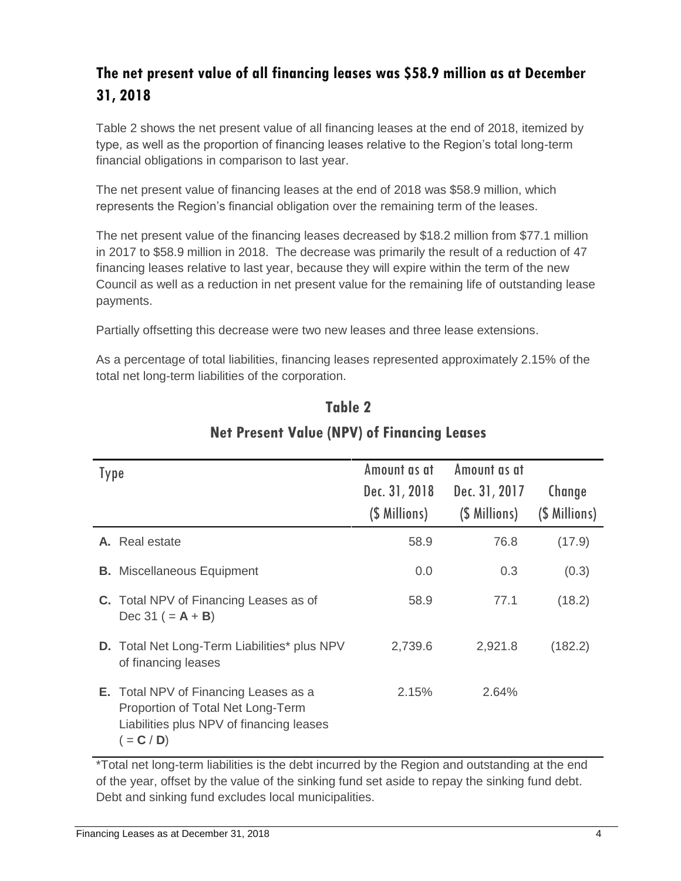## The net present value of all financing leases was $58.9 million as at December 31, 2018

Table 2 shows the net present value of all financing leases at the end of 2018, itemized by type, as well as the proportion of financing leases relative to the Region's total long-term financial obligations in comparison to last year.

The net present value of financing leases at the end of 2018 was $58.9 million, which represents the Region's financial obligation over the remaining term of the leases.

The net present value of the financing leases decreased by $18.2 million from $77.1 million in 2017 to $58.9 million in 2018. The decrease was primarily the result of a reduction of 47 financing leases relative to last year, because they will expire within the term of the new Council as well as a reduction in net present value for the remaining life of outstanding lease payments.

Partially offsetting this decrease were two new leases and three lease extensions.

As a percentage of total liabilities, financing leases represented approximately 2.15% of the total net long-term liabilities of the corporation.

### Table 2
### Net Present Value (NPV) of Financing Leases

| Type | Amount as at Dec. 31, 2018 ($ Millions) | Amount as at Dec. 31, 2017 ($ Millions) | Change ($ Millions) |
|---|---|---|---|
| **A.** Real estate | 58.9 | 76.8 | (17.9) |
| **B.** Miscellaneous Equipment | 0.0 | 0.3 | (0.3) |
| **C.** Total NPV of Financing Leases as of Dec 31 ( = **A** + **B**) | 58.9 | 77.1 | (18.2) |
| **D.** Total Net Long-Term Liabilities* plus NPV of financing leases | 2,739.6 | 2,921.8 | (182.2) |
| **E.** Total NPV of Financing Leases as a Proportion of Total Net Long-Term Liabilities plus NPV of financing leases ( = **C** / **D**) | 2.15% | 2.64% | |

*Total net long-term liabilities is the debt incurred by the Region and outstanding at the end of the year, offset by the value of the sinking fund set aside to repay the sinking fund debt. Debt and sinking fund excludes local municipalities.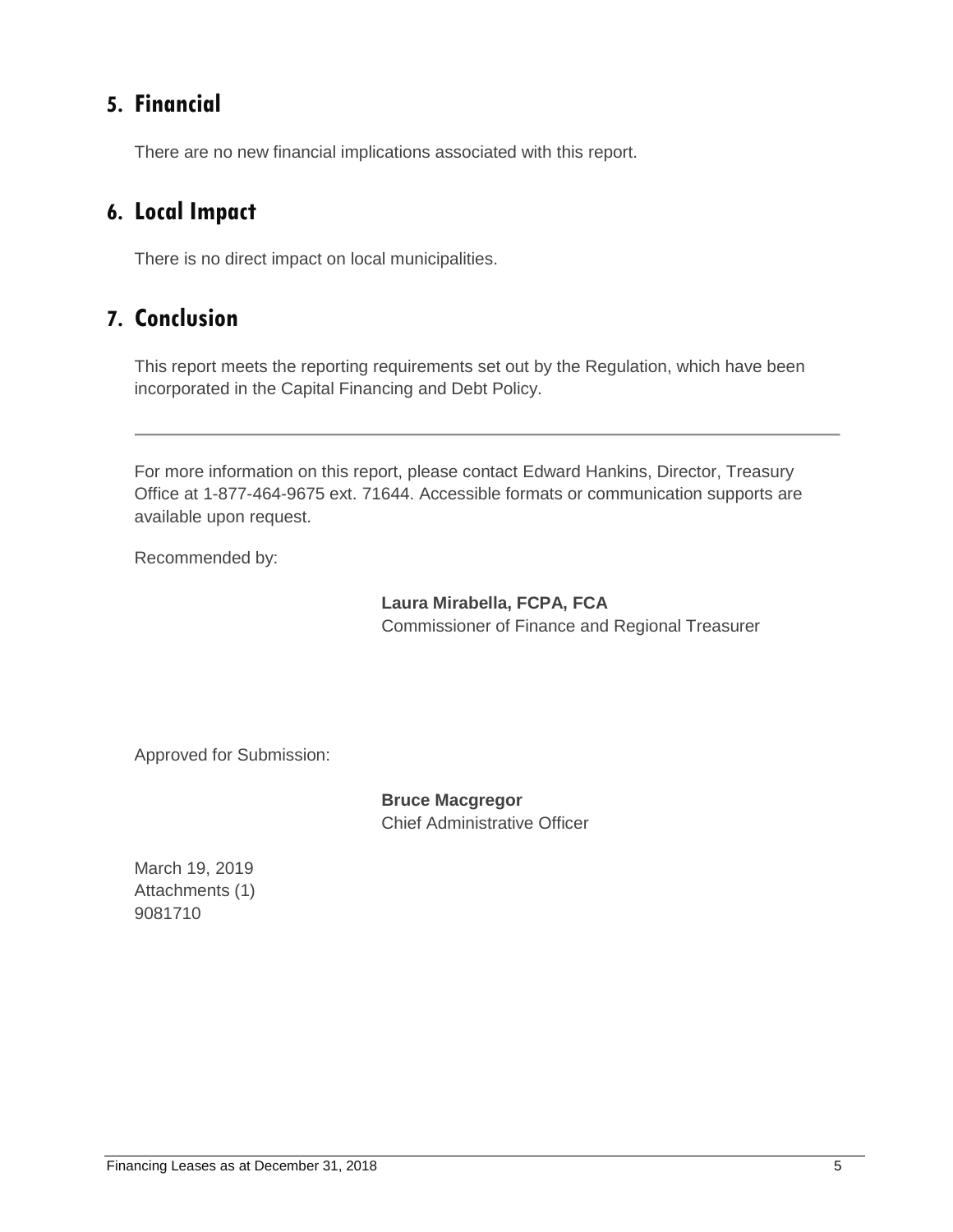## 5. Financial

There are no new financial implications associated with this report.

## 6. Local Impact

There is no direct impact on local municipalities.

## 7. Conclusion

This report meets the reporting requirements set out by the Regulation, which have been incorporated in the Capital Financing and Debt Policy.

---

For more information on this report, please contact Edward Hankins, Director, Treasury Office at 1-877-464-9675 ext. 71644. Accessible formats or communication supports are available upon request.

Recommended by:

**Laura Mirabella, FCPA, FCA**
Commissioner of Finance and Regional Treasurer

Approved for Submission:

**Bruce Macgregor**
Chief Administrative Officer

March 19, 2019
Attachments (1)
9081710